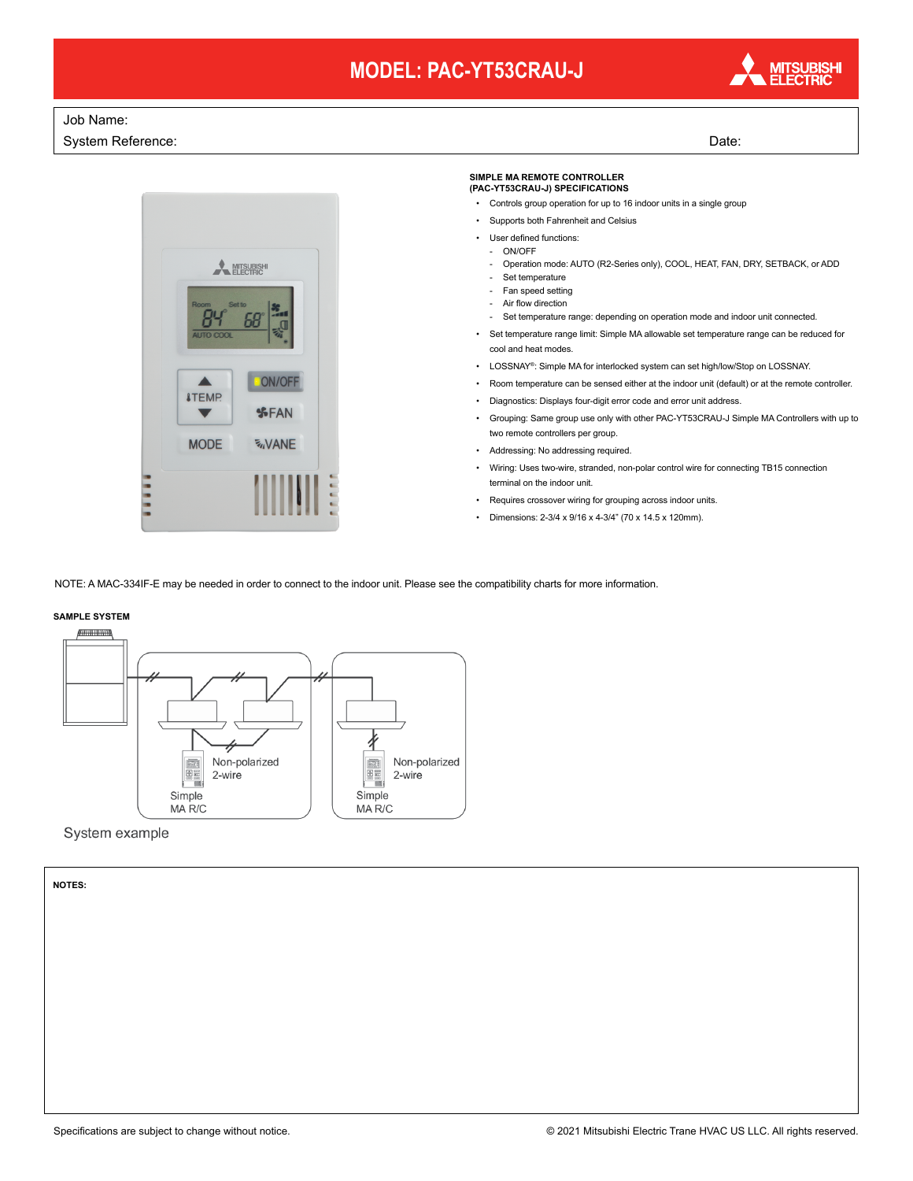# MODEL: PAC-YT53CRAU-J

Job Name:

System Reference: Date:

**SIMPLE MA REMOTE CONTROLLER (PAC-YT53CRAU-J) SPECIFICATIONS**

- Controls group operation for up to 16 indoor units in a single group
- Supports both Fahrenheit and Celsius
- User defined functions:
  - ON/OFF
  - Operation mode: AUTO (R2-Series only), COOL, HEAT, FAN, DRY, SETBACK, or ADD
  - Set temperature
  - Fan speed setting
  - Air flow direction
  - Set temperature range: depending on operation mode and indoor unit connected.
- Set temperature range limit: Simple MA allowable set temperature range can be reduced for cool and heat modes.
- LOSSNAY®: Simple MA for interlocked system can set high/low/Stop on LOSSNAY.
- Room temperature can be sensed either at the indoor unit (default) or at the remote controller.
- Diagnostics: Displays four-digit error code and error unit address.
- Grouping: Same group use only with other PAC-YT53CRAU-J Simple MA Controllers with up to two remote controllers per group.
- Addressing: No addressing required.
- Wiring: Uses two-wire, stranded, non-polar control wire for connecting TB15 connection terminal on the indoor unit.
- Requires crossover wiring for grouping across indoor units.
- Dimensions: 2-3/4 x 9/16 x 4-3/4" (70 x 14.5 x 120mm).

NOTE: A MAC-334IF-E may be needed in order to connect to the indoor unit. Please see the compatibility charts for more information.

**SAMPLE SYSTEM**

Non-polarized 2-wire

Simple MA R/C

Non-polarized 2-wire

Simple MA R/C

System example

**NOTES:**

Specifications are subject to change without notice.

© 2021 Mitsubishi Electric Trane HVAC US LLC. All rights reserved.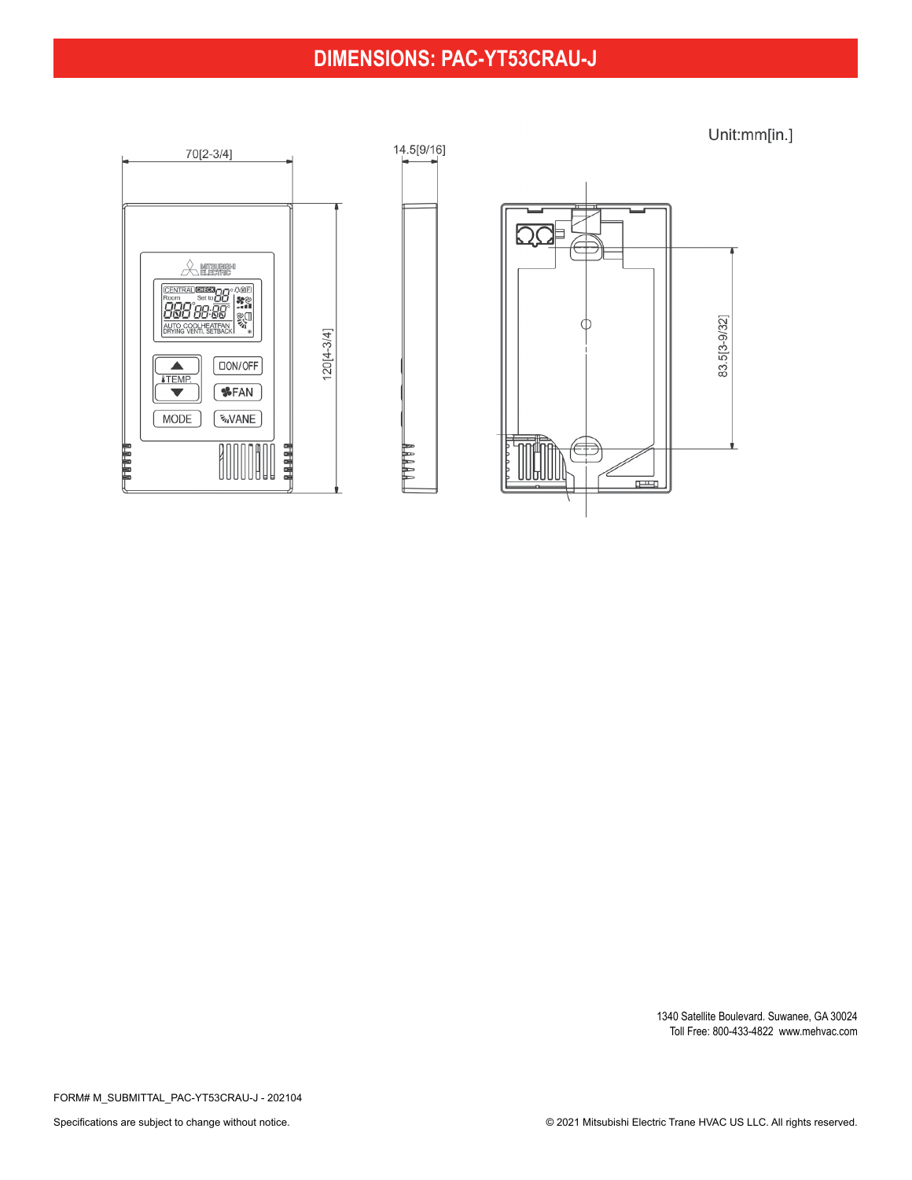# DIMENSIONS: PAC-YT53CRAU-J

Unit:mm[in.]

70[2-3/4]

14.5[9/16]

120[4-3/4]

83.5[3-9/32]

CENTRAL CHECK
Room Set to
AUTO COOL HEAT FAN
DRYING VENTI. SETBACK

ON/OFF
TEMP.
FAN
MODE
VANE

1340 Satellite Boulevard. Suwanee, GA 30024
Toll Free: 800-433-4822 www.mehvac.com

FORM# M_SUBMITTAL_PAC-YT53CRAU-J - 202104

Specifications are subject to change without notice.

© 2021 Mitsubishi Electric Trane HVAC US LLC. All rights reserved.